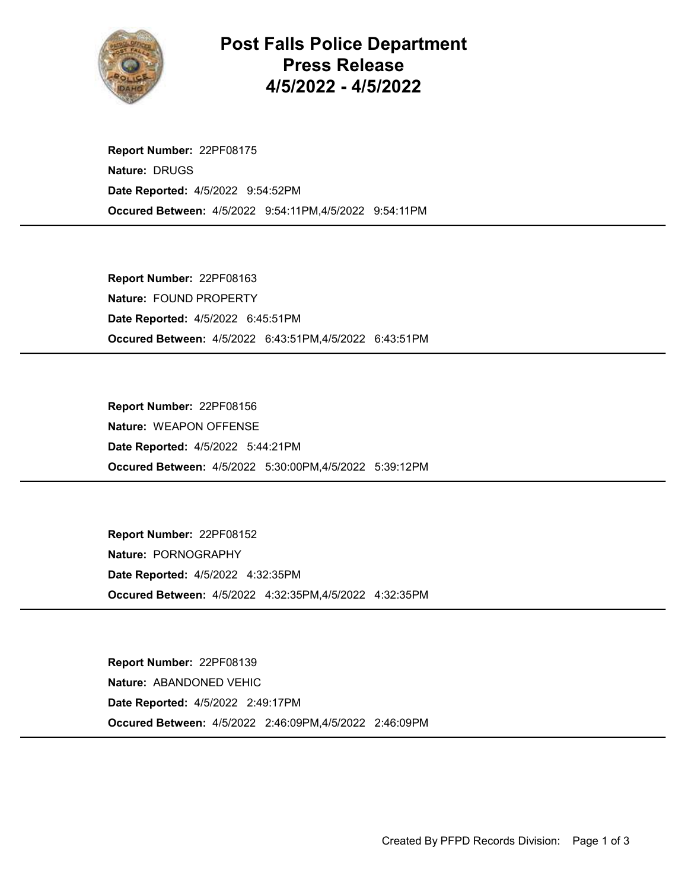# Post Falls Police Department
# Press Release
# 4/5/2022 - 4/5/2022

**Report Number:** 22PF08175
**Nature:** DRUGS
**Date Reported:** 4/5/2022 9:54:52PM
**Occured Between:** 4/5/2022 9:54:11PM,4/5/2022 9:54:11PM

---

**Report Number:** 22PF08163
**Nature:** FOUND PROPERTY
**Date Reported:** 4/5/2022 6:45:51PM
**Occured Between:** 4/5/2022 6:43:51PM,4/5/2022 6:43:51PM

---

**Report Number:** 22PF08156
**Nature:** WEAPON OFFENSE
**Date Reported:** 4/5/2022 5:44:21PM
**Occured Between:** 4/5/2022 5:30:00PM,4/5/2022 5:39:12PM

---

**Report Number:** 22PF08152
**Nature:** PORNOGRAPHY
**Date Reported:** 4/5/2022 4:32:35PM
**Occured Between:** 4/5/2022 4:32:35PM,4/5/2022 4:32:35PM

---

**Report Number:** 22PF08139
**Nature:** ABANDONED VEHIC
**Date Reported:** 4/5/2022 2:49:17PM
**Occured Between:** 4/5/2022 2:46:09PM,4/5/2022 2:46:09PM

---

Created By PFPD Records Division: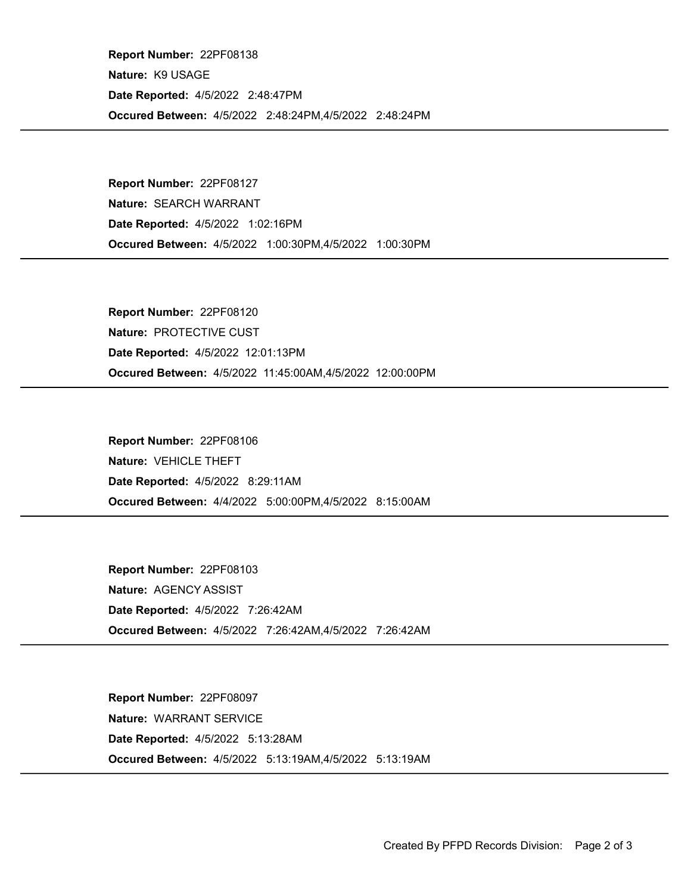**Report Number:** 22PF08138

**Nature:** K9 USAGE

**Date Reported:** 4/5/2022 2:48:47PM

**Occured Between:** 4/5/2022 2:48:24PM,4/5/2022 2:48:24PM

---

**Report Number:** 22PF08127

**Nature:** SEARCH WARRANT

**Date Reported:** 4/5/2022 1:02:16PM

**Occured Between:** 4/5/2022 1:00:30PM,4/5/2022 1:00:30PM

---

**Report Number:** 22PF08120

**Nature:** PROTECTIVE CUST

**Date Reported:** 4/5/2022 12:01:13PM

**Occured Between:** 4/5/2022 11:45:00AM,4/5/2022 12:00:00PM

---

**Report Number:** 22PF08106

**Nature:** VEHICLE THEFT

**Date Reported:** 4/5/2022 8:29:11AM

**Occured Between:** 4/4/2022 5:00:00PM,4/5/2022 8:15:00AM

---

**Report Number:** 22PF08103

**Nature:** AGENCY ASSIST

**Date Reported:** 4/5/2022 7:26:42AM

**Occured Between:** 4/5/2022 7:26:42AM,4/5/2022 7:26:42AM

---

**Report Number:** 22PF08097

**Nature:** WARRANT SERVICE

**Date Reported:** 4/5/2022 5:13:28AM

**Occured Between:** 4/5/2022 5:13:19AM,4/5/2022 5:13:19AM

---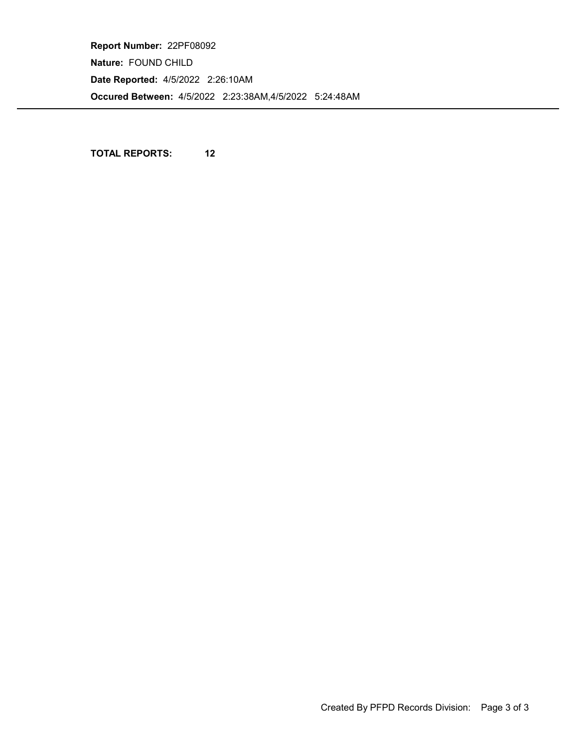**Report Number:** 22PF08092

**Nature:** FOUND CHILD

**Date Reported:** 4/5/2022 2:26:10AM

**Occured Between:** 4/5/2022 2:23:38AM,4/5/2022 5:24:48AM

---

**TOTAL REPORTS: 12**

Created By PFPD Records Division: